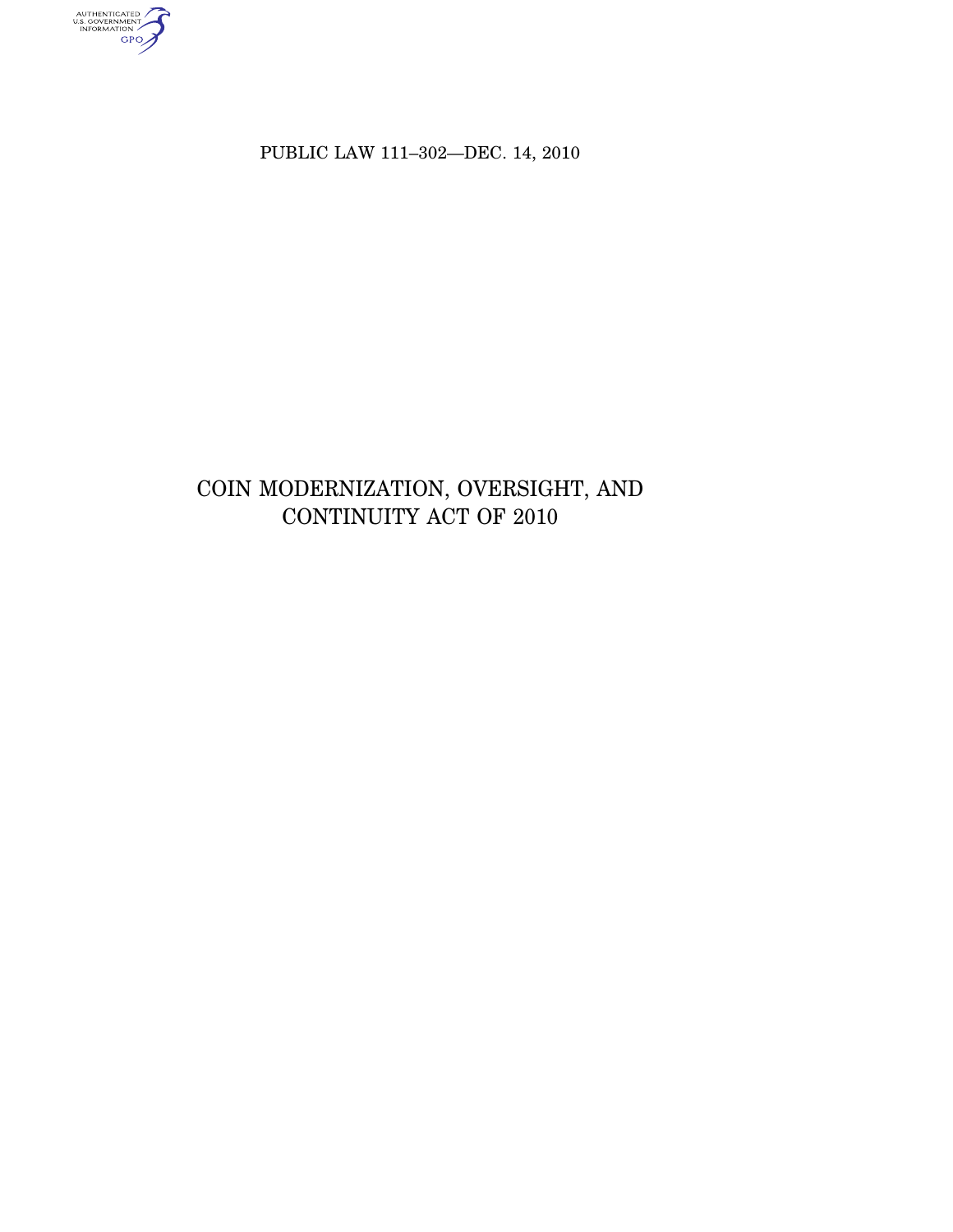PUBLIC LAW 111–302—DEC. 14, 2010

# COIN MODERNIZATION, OVERSIGHT, AND CONTINUITY ACT OF 2010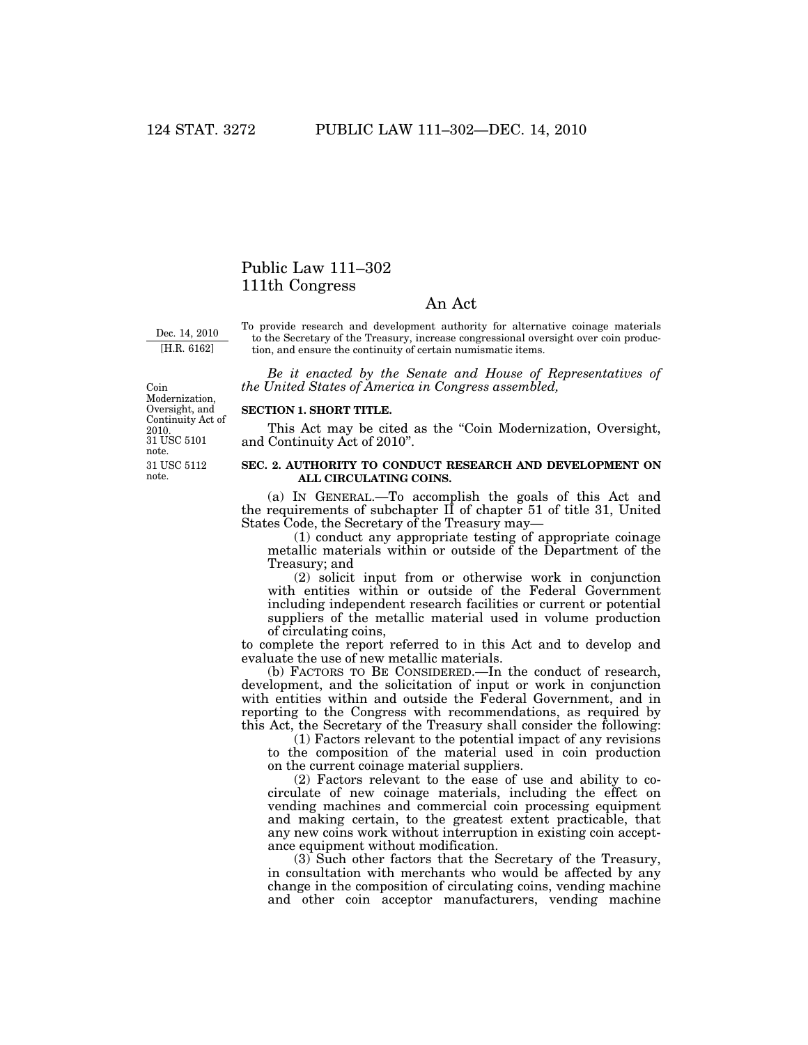# Public Law 111–302
# 111th Congress

## An Act

Dec. 14, 2010
[H.R. 6162]

To provide research and development authority for alternative coinage materials to the Secretary of the Treasury, increase congressional oversight over coin production, and ensure the continuity of certain numismatic items.

*Be it enacted by the Senate and House of Representatives of the United States of America in Congress assembled,*

Coin Modernization, Oversight, and Continuity Act of 2010.
31 USC 5101 note.

**SECTION 1. SHORT TITLE.**

This Act may be cited as the "Coin Modernization, Oversight, and Continuity Act of 2010".

31 USC 5112 note.

**SEC. 2. AUTHORITY TO CONDUCT RESEARCH AND DEVELOPMENT ON ALL CIRCULATING COINS.**

(a) IN GENERAL.—To accomplish the goals of this Act and the requirements of subchapter II of chapter 51 of title 31, United States Code, the Secretary of the Treasury may—

(1) conduct any appropriate testing of appropriate coinage metallic materials within or outside of the Department of the Treasury; and

(2) solicit input from or otherwise work in conjunction with entities within or outside of the Federal Government including independent research facilities or current or potential suppliers of the metallic material used in volume production of circulating coins,

to complete the report referred to in this Act and to develop and evaluate the use of new metallic materials.

(b) FACTORS TO BE CONSIDERED.—In the conduct of research, development, and the solicitation of input or work in conjunction with entities within and outside the Federal Government, and in reporting to the Congress with recommendations, as required by this Act, the Secretary of the Treasury shall consider the following:

(1) Factors relevant to the potential impact of any revisions to the composition of the material used in coin production on the current coinage material suppliers.

(2) Factors relevant to the ease of use and ability to co-circulate of new coinage materials, including the effect on vending machines and commercial coin processing equipment and making certain, to the greatest extent practicable, that any new coins work without interruption in existing coin acceptance equipment without modification.

(3) Such other factors that the Secretary of the Treasury, in consultation with merchants who would be affected by any change in the composition of circulating coins, vending machine and other coin acceptor manufacturers, vending machine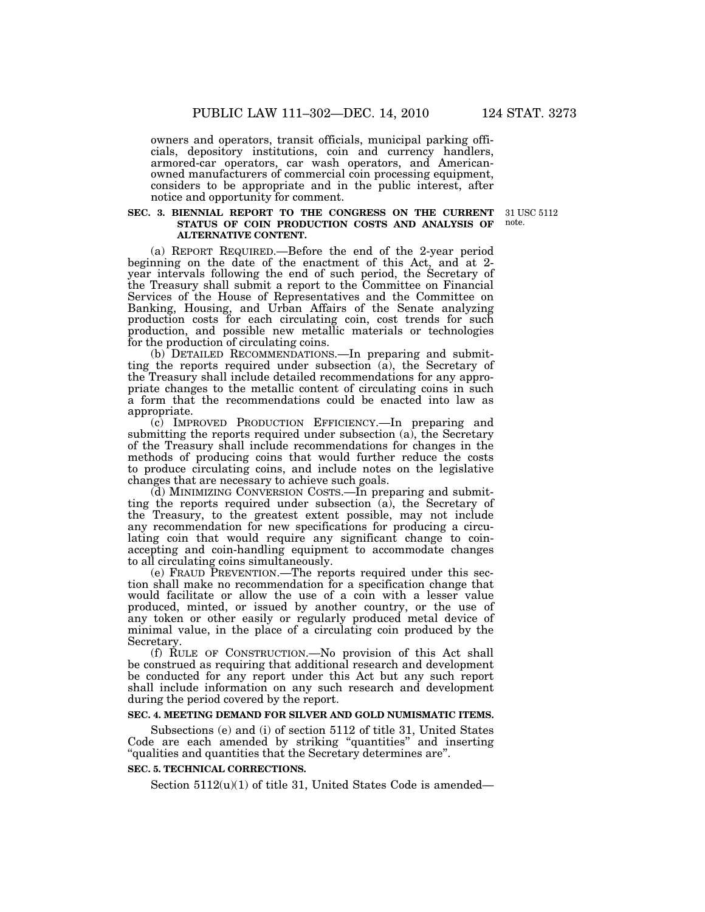owners and operators, transit officials, municipal parking officials, depository institutions, coin and currency handlers, armored-car operators, car wash operators, and American-owned manufacturers of commercial coin processing equipment, considers to be appropriate and in the public interest, after notice and opportunity for comment.

31 USC 5112 note.

**SEC. 3. BIENNIAL REPORT TO THE CONGRESS ON THE CURRENT STATUS OF COIN PRODUCTION COSTS AND ANALYSIS OF ALTERNATIVE CONTENT.**

(a) REPORT REQUIRED.—Before the end of the 2-year period beginning on the date of the enactment of this Act, and at 2-year intervals following the end of such period, the Secretary of the Treasury shall submit a report to the Committee on Financial Services of the House of Representatives and the Committee on Banking, Housing, and Urban Affairs of the Senate analyzing production costs for each circulating coin, cost trends for such production, and possible new metallic materials or technologies for the production of circulating coins.

(b) DETAILED RECOMMENDATIONS.—In preparing and submitting the reports required under subsection (a), the Secretary of the Treasury shall include detailed recommendations for any appropriate changes to the metallic content of circulating coins in such a form that the recommendations could be enacted into law as appropriate.

(c) IMPROVED PRODUCTION EFFICIENCY.—In preparing and submitting the reports required under subsection (a), the Secretary of the Treasury shall include recommendations for changes in the methods of producing coins that would further reduce the costs to produce circulating coins, and include notes on the legislative changes that are necessary to achieve such goals.

(d) MINIMIZING CONVERSION COSTS.—In preparing and submitting the reports required under subsection (a), the Secretary of the Treasury, to the greatest extent possible, may not include any recommendation for new specifications for producing a circulating coin that would require any significant change to coin-accepting and coin-handling equipment to accommodate changes to all circulating coins simultaneously.

(e) FRAUD PREVENTION.—The reports required under this section shall make no recommendation for a specification change that would facilitate or allow the use of a coin with a lesser value produced, minted, or issued by another country, or the use of any token or other easily or regularly produced metal device of minimal value, in the place of a circulating coin produced by the Secretary.

(f) RULE OF CONSTRUCTION.—No provision of this Act shall be construed as requiring that additional research and development be conducted for any report under this Act but any such report shall include information on any such research and development during the period covered by the report.

**SEC. 4. MEETING DEMAND FOR SILVER AND GOLD NUMISMATIC ITEMS.**

Subsections (e) and (i) of section 5112 of title 31, United States Code are each amended by striking "quantities" and inserting "qualities and quantities that the Secretary determines are".

**SEC. 5. TECHNICAL CORRECTIONS.**

Section 5112(u)(1) of title 31, United States Code is amended—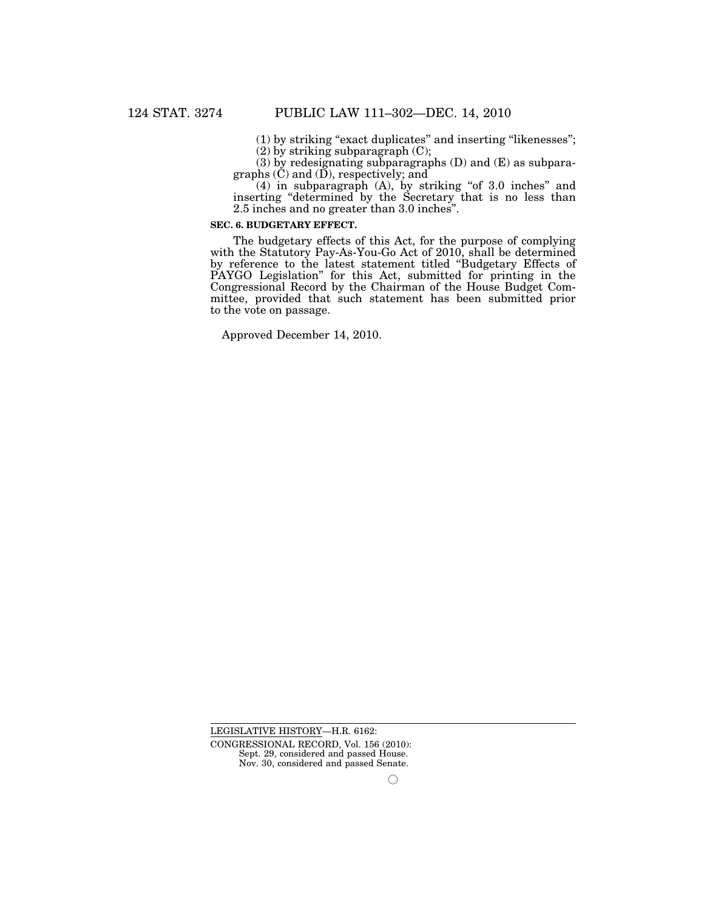(1) by striking "exact duplicates" and inserting "likenesses";

(2) by striking subparagraph (C);

(3) by redesignating subparagraphs (D) and (E) as subparagraphs (C) and (D), respectively; and

(4) in subparagraph (A), by striking "of 3.0 inches" and inserting "determined by the Secretary that is no less than 2.5 inches and no greater than 3.0 inches".

**SEC. 6. BUDGETARY EFFECT.**

The budgetary effects of this Act, for the purpose of complying with the Statutory Pay-As-You-Go Act of 2010, shall be determined by reference to the latest statement titled "Budgetary Effects of PAYGO Legislation" for this Act, submitted for printing in the Congressional Record by the Chairman of the House Budget Committee, provided that such statement has been submitted prior to the vote on passage.

Approved December 14, 2010.

LEGISLATIVE HISTORY—H.R. 6162:

CONGRESSIONAL RECORD, Vol. 156 (2010):
Sept. 29, considered and passed House.
Nov. 30, considered and passed Senate.